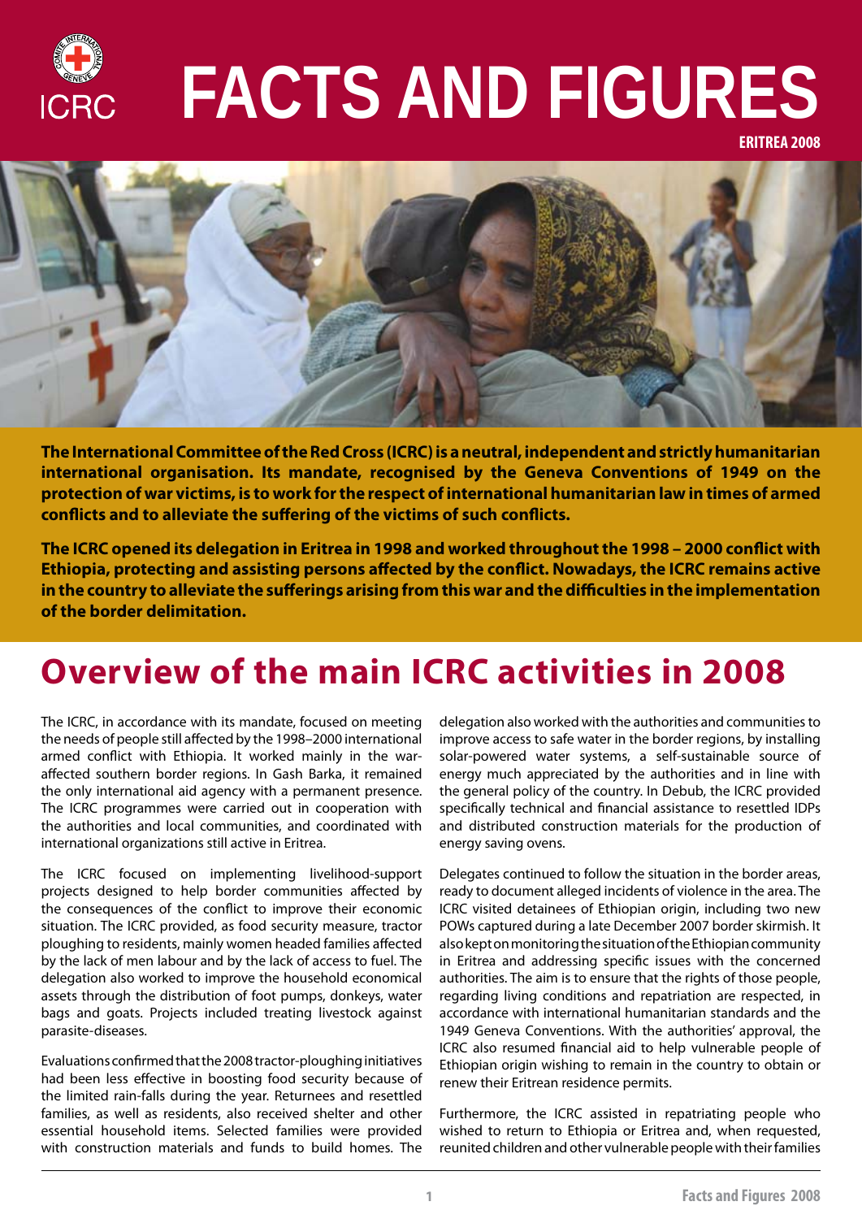ICRC

# FACTS AND FIGURES

**ERITREA 2008**

**The International Committee of the Red Cross (ICRC) is a neutral, independent and strictly humanitarian international organisation. Its mandate, recognised by the Geneva Conventions of 1949 on the protection of war victims, is to work for the respect of international humanitarian law in times of armed conflicts and to alleviate the suffering of the victims of such conflicts.**

**The ICRC opened its delegation in Eritrea in 1998 and worked throughout the 1998 – 2000 conflict with Ethiopia, protecting and assisting persons affected by the conflict. Nowadays, the ICRC remains active in the country to alleviate the sufferings arising from this war and the difficulties in the implementation of the border delimitation.**

## Overview of the main ICRC activities in 2008

The ICRC, in accordance with its mandate, focused on meeting the needs of people still affected by the 1998–2000 international armed conflict with Ethiopia. It worked mainly in the war-affected southern border regions. In Gash Barka, it remained the only international aid agency with a permanent presence. The ICRC programmes were carried out in cooperation with the authorities and local communities, and coordinated with international organizations still active in Eritrea.

The ICRC focused on implementing livelihood-support projects designed to help border communities affected by the consequences of the conflict to improve their economic situation. The ICRC provided, as food security measure, tractor ploughing to residents, mainly women headed families affected by the lack of men labour and by the lack of access to fuel. The delegation also worked to improve the household economical assets through the distribution of foot pumps, donkeys, water bags and goats. Projects included treating livestock against parasite-diseases.

Evaluations confirmed that the 2008 tractor-ploughing initiatives had been less effective in boosting food security because of the limited rain-falls during the year. Returnees and resettled families, as well as residents, also received shelter and other essential household items. Selected families were provided with construction materials and funds to build homes. The delegation also worked with the authorities and communities to improve access to safe water in the border regions, by installing solar-powered water systems, a self-sustainable source of energy much appreciated by the authorities and in line with the general policy of the country. In Debub, the ICRC provided specifically technical and financial assistance to resettled IDPs and distributed construction materials for the production of energy saving ovens.

Delegates continued to follow the situation in the border areas, ready to document alleged incidents of violence in the area. The ICRC visited detainees of Ethiopian origin, including two new POWs captured during a late December 2007 border skirmish. It also kept on monitoring the situation of the Ethiopian community in Eritrea and addressing specific issues with the concerned authorities. The aim is to ensure that the rights of those people, regarding living conditions and repatriation are respected, in accordance with international humanitarian standards and the 1949 Geneva Conventions. With the authorities' approval, the ICRC also resumed financial aid to help vulnerable people of Ethiopian origin wishing to remain in the country to obtain or renew their Eritrean residence permits.

Furthermore, the ICRC assisted in repatriating people who wished to return to Ethiopia or Eritrea and, when requested, reunited children and other vulnerable people with their families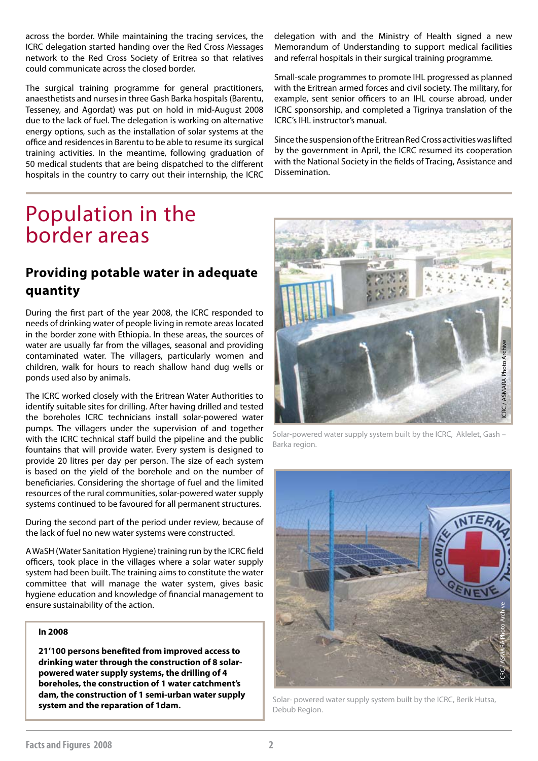across the border. While maintaining the tracing services, the ICRC delegation started handing over the Red Cross Messages network to the Red Cross Society of Eritrea so that relatives could communicate across the closed border.

The surgical training programme for general practitioners, anaesthetists and nurses in three Gash Barka hospitals (Barentu, Tesseney, and Agordat) was put on hold in mid-August 2008 due to the lack of fuel. The delegation is working on alternative energy options, such as the installation of solar systems at the office and residences in Barentu to be able to resume its surgical training activities. In the meantime, following graduation of 50 medical students that are being dispatched to the different hospitals in the country to carry out their internship, the ICRC delegation with and the Ministry of Health signed a new Memorandum of Understanding to support medical facilities and referral hospitals in their surgical training programme.

Small-scale programmes to promote IHL progressed as planned with the Eritrean armed forces and civil society. The military, for example, sent senior officers to an IHL course abroad, under ICRC sponsorship, and completed a Tigrinya translation of the ICRC's IHL instructor's manual.

Since the suspension of the Eritrean Red Cross activities was lifted by the government in April, the ICRC resumed its cooperation with the National Society in the fields of Tracing, Assistance and Dissemination.

# Population in the border areas

## Providing potable water in adequate quantity

During the first part of the year 2008, the ICRC responded to needs of drinking water of people living in remote areas located in the border zone with Ethiopia. In these areas, the sources of water are usually far from the villages, seasonal and providing contaminated water. The villagers, particularly women and children, walk for hours to reach shallow hand dug wells or ponds used also by animals.

The ICRC worked closely with the Eritrean Water Authorities to identify suitable sites for drilling. After having drilled and tested the boreholes ICRC technicians install solar-powered water pumps. The villagers under the supervision of and together with the ICRC technical staff build the pipeline and the public fountains that will provide water. Every system is designed to provide 20 litres per day per person. The size of each system is based on the yield of the borehole and on the number of beneficiaries. Considering the shortage of fuel and the limited resources of the rural communities, solar-powered water supply systems continued to be favoured for all permanent structures.

During the second part of the period under review, because of the lack of fuel no new water systems were constructed.

A WaSH (Water Sanitation Hygiene) training run by the ICRC field officers, took place in the villages where a solar water supply system had been built. The training aims to constitute the water committee that will manage the water system, gives basic hygiene education and knowledge of financial management to ensure sustainability of the action.

**In 2008**

**21'100 persons benefited from improved access to drinking water through the construction of 8 solar-powered water supply systems, the drilling of 4 boreholes, the construction of 1 water catchment's dam, the construction of 1 semi-urban water supply system and the reparation of 1dam.**

ICRC / ASMARA Photo Archive

Solar-powered water supply system built by the ICRC, Aklelet, Gash – Barka region.

ICRC / ASMARA Photo Archive

Solar- powered water supply system built by the ICRC, Berik Hutsa, Debub Region.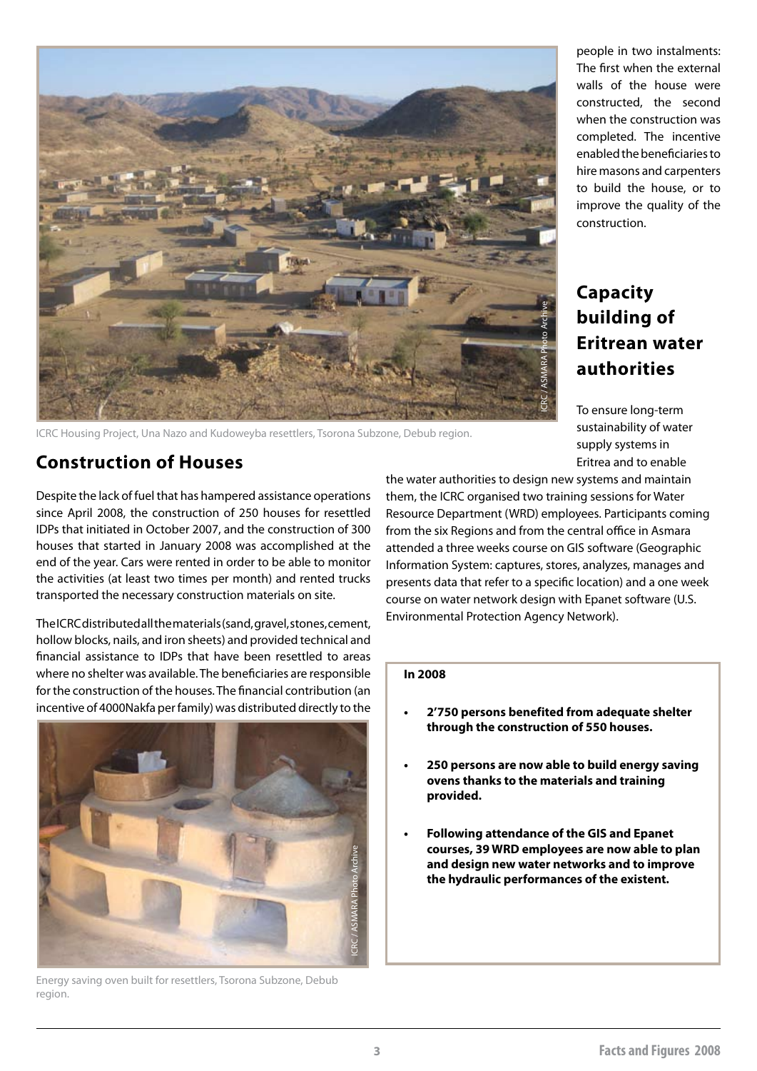ICRC Housing Project, Una Nazo and Kudoweyba resettlers, Tsorona Subzone, Debub region.

## Construction of Houses

Despite the lack of fuel that has hampered assistance operations since April 2008, the construction of 250 houses for resettled IDPs that initiated in October 2007, and the construction of 300 houses that started in January 2008 was accomplished at the end of the year. Cars were rented in order to be able to monitor the activities (at least two times per month) and rented trucks transported the necessary construction materials on site.

The ICRC distributed all the materials (sand, gravel, stones, cement, hollow blocks, nails, and iron sheets) and provided technical and financial assistance to IDPs that have been resettled to areas where no shelter was available. The beneficiaries are responsible for the construction of the houses. The financial contribution (an incentive of 4000Nakfa per family) was distributed directly to the people in two instalments: The first when the external walls of the house were constructed, the second when the construction was completed. The incentive enabled the beneficiaries to hire masons and carpenters to build the house, or to improve the quality of the construction.

Energy saving oven built for resettlers, Tsorona Subzone, Debub region.

## Capacity building of Eritrean water authorities

To ensure long-term sustainability of water supply systems in Eritrea and to enable the water authorities to design new systems and maintain them, the ICRC organised two training sessions for Water Resource Department (WRD) employees. Participants coming from the six Regions and from the central office in Asmara attended a three weeks course on GIS software (Geographic Information System: captures, stores, analyzes, manages and presents data that refer to a specific location) and a one week course on water network design with Epanet software (U.S. Environmental Protection Agency Network).

**In 2008**

- **2'750 persons benefited from adequate shelter through the construction of 550 houses.**
- **250 persons are now able to build energy saving ovens thanks to the materials and training provided.**
- **Following attendance of the GIS and Epanet courses, 39 WRD employees are now able to plan and design new water networks and to improve the hydraulic performances of the existent.**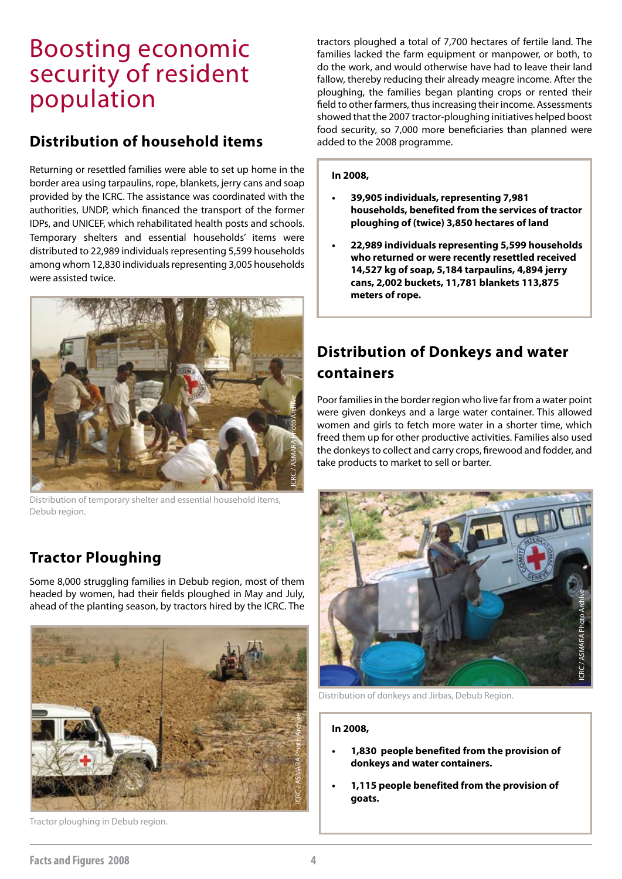# Boosting economic security of resident population

## Distribution of household items

Returning or resettled families were able to set up home in the border area using tarpaulins, rope, blankets, jerry cans and soap provided by the ICRC. The assistance was coordinated with the authorities, UNDP, which financed the transport of the former IDPs, and UNICEF, which rehabilitated health posts and schools. Temporary shelters and essential households' items were distributed to 22,989 individuals representing 5,599 households among whom 12,830 individuals representing 3,005 households were assisted twice.

Distribution of temporary shelter and essential household items, Debub region.

## Tractor Ploughing

Some 8,000 struggling families in Debub region, most of them headed by women, had their fields ploughed in May and July, ahead of the planting season, by tractors hired by the ICRC. The tractors ploughed a total of 7,700 hectares of fertile land. The families lacked the farm equipment or manpower, or both, to do the work, and would otherwise have had to leave their land fallow, thereby reducing their already meagre income. After the ploughing, the families began planting crops or rented their field to other farmers, thus increasing their income. Assessments showed that the 2007 tractor-ploughing initiatives helped boost food security, so 7,000 more beneficiaries than planned were added to the 2008 programme.

Tractor ploughing in Debub region.

**In 2008,**

- **39,905 individuals, representing 7,981 households, benefited from the services of tractor ploughing of (twice) 3,850 hectares of land**
- **22,989 individuals representing 5,599 households who returned or were recently resettled received 14,527 kg of soap, 5,184 tarpaulins, 4,894 jerry cans, 2,002 buckets, 11,781 blankets 113,875 meters of rope.**

## Distribution of Donkeys and water containers

Poor families in the border region who live far from a water point were given donkeys and a large water container. This allowed women and girls to fetch more water in a shorter time, which freed them up for other productive activities. Families also used the donkeys to collect and carry crops, firewood and fodder, and take products to market to sell or barter.

Distribution of donkeys and Jirbas, Debub Region.

**In 2008,**

- **1,830 people benefited from the provision of donkeys and water containers.**
- **1,115 people benefited from the provision of goats.**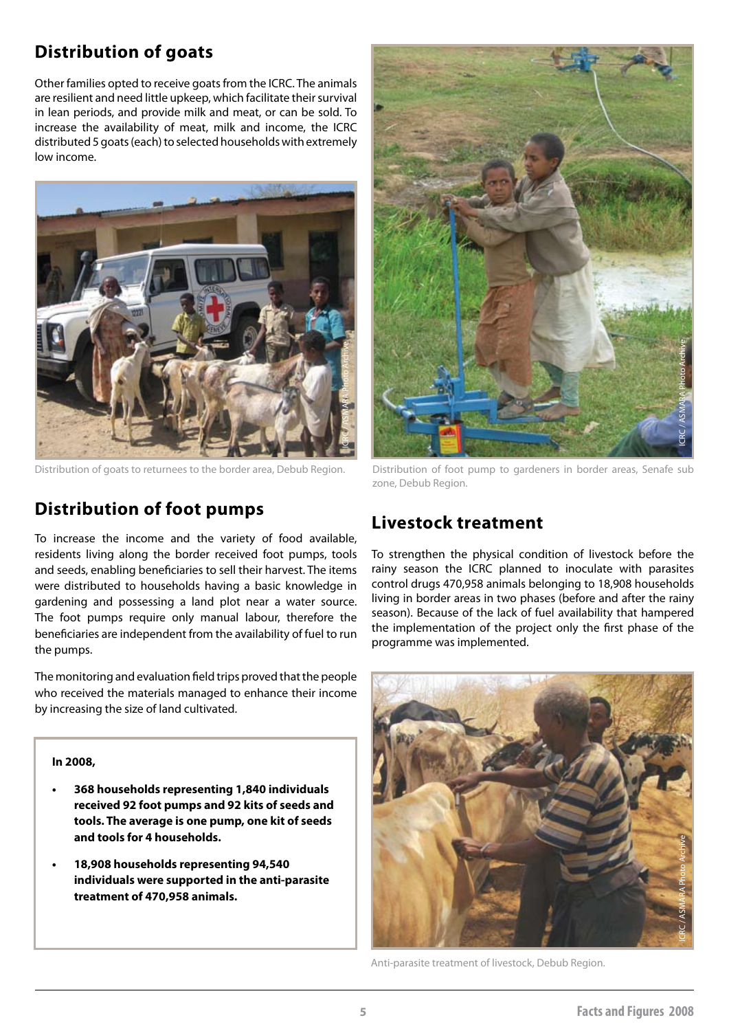## Distribution of goats

Other families opted to receive goats from the ICRC. The animals are resilient and need little upkeep, which facilitate their survival in lean periods, and provide milk and meat, or can be sold. To increase the availability of meat, milk and income, the ICRC distributed 5 goats (each) to selected households with extremely low income.

Distribution of goats to returnees to the border area, Debub Region.

## Distribution of foot pumps

To increase the income and the variety of food available, residents living along the border received foot pumps, tools and seeds, enabling beneficiaries to sell their harvest. The items were distributed to households having a basic knowledge in gardening and possessing a land plot near a water source. The foot pumps require only manual labour, therefore the beneficiaries are independent from the availability of fuel to run the pumps.

The monitoring and evaluation field trips proved that the people who received the materials managed to enhance their income by increasing the size of land cultivated.

**In 2008,**

- **368 households representing 1,840 individuals received 92 foot pumps and 92 kits of seeds and tools. The average is one pump, one kit of seeds and tools for 4 households.**
- **18,908 households representing 94,540 individuals were supported in the anti-parasite treatment of 470,958 animals.**

Distribution of foot pump to gardeners in border areas, Senafe sub zone, Debub Region.

## Livestock treatment

To strengthen the physical condition of livestock before the rainy season the ICRC planned to inoculate with parasites control drugs 470,958 animals belonging to 18,908 households living in border areas in two phases (before and after the rainy season). Because of the lack of fuel availability that hampered the implementation of the project only the first phase of the programme was implemented.

Anti-parasite treatment of livestock, Debub Region.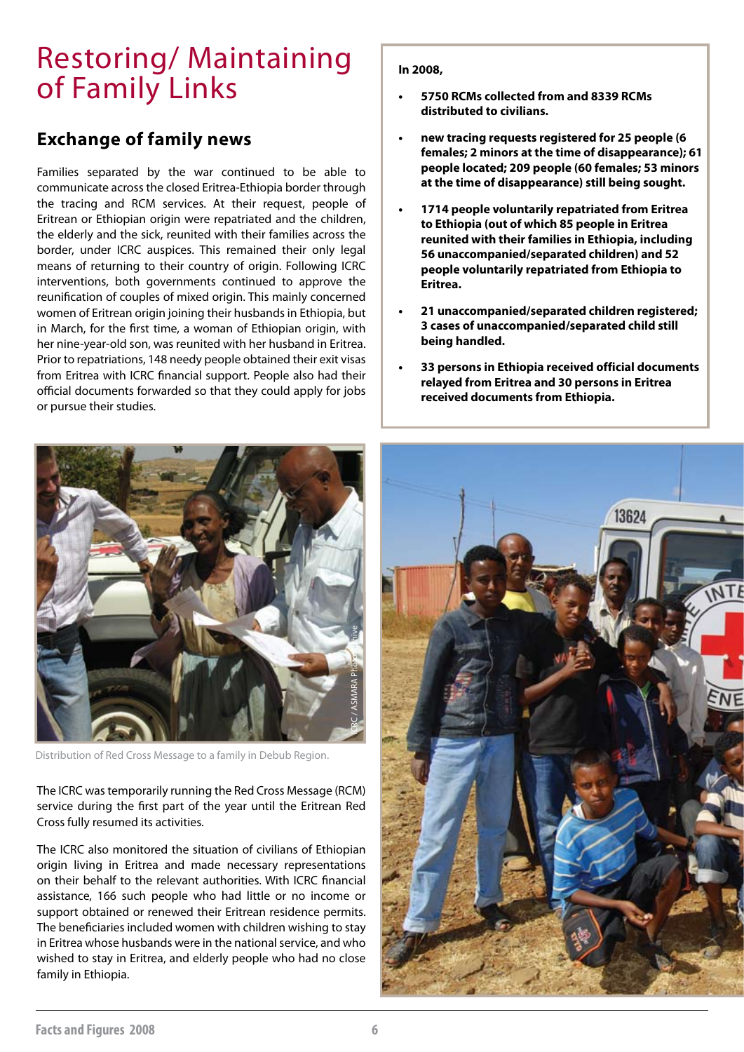# Restoring/ Maintaining of Family Links

## Exchange of family news

Families separated by the war continued to be able to communicate across the closed Eritrea-Ethiopia border through the tracing and RCM services. At their request, people of Eritrean or Ethiopian origin were repatriated and the children, the elderly and the sick, reunited with their families across the border, under ICRC auspices. This remained their only legal means of returning to their country of origin. Following ICRC interventions, both governments continued to approve the reunification of couples of mixed origin. This mainly concerned women of Eritrean origin joining their husbands in Ethiopia, but in March, for the first time, a woman of Ethiopian origin, with her nine-year-old son, was reunited with her husband in Eritrea. Prior to repatriations, 148 needy people obtained their exit visas from Eritrea with ICRC financial support. People also had their official documents forwarded so that they could apply for jobs or pursue their studies.

**In 2008,**

- **5750 RCMs collected from and 8339 RCMs distributed to civilians.**
- **new tracing requests registered for 25 people (6 females; 2 minors at the time of disappearance); 61 people located; 209 people (60 females; 53 minors at the time of disappearance) still being sought.**
- **1714 people voluntarily repatriated from Eritrea to Ethiopia (out of which 85 people in Eritrea reunited with their families in Ethiopia, including 56 unaccompanied/separated children) and 52 people voluntarily repatriated from Ethiopia to Eritrea.**
- **21 unaccompanied/separated children registered; 3 cases of unaccompanied/separated child still being handled.**
- **33 persons in Ethiopia received official documents relayed from Eritrea and 30 persons in Eritrea received documents from Ethiopia.**

ICRC / ASMARA Photo Archive

Distribution of Red Cross Message to a family in Debub Region.

The ICRC was temporarily running the Red Cross Message (RCM) service during the first part of the year until the Eritrean Red Cross fully resumed its activities.

The ICRC also monitored the situation of civilians of Ethiopian origin living in Eritrea and made necessary representations on their behalf to the relevant authorities. With ICRC financial assistance, 166 such people who had little or no income or support obtained or renewed their Eritrean residence permits. The beneficiaries included women with children wishing to stay in Eritrea whose husbands were in the national service, and who wished to stay in Eritrea, and elderly people who had no close family in Ethiopia.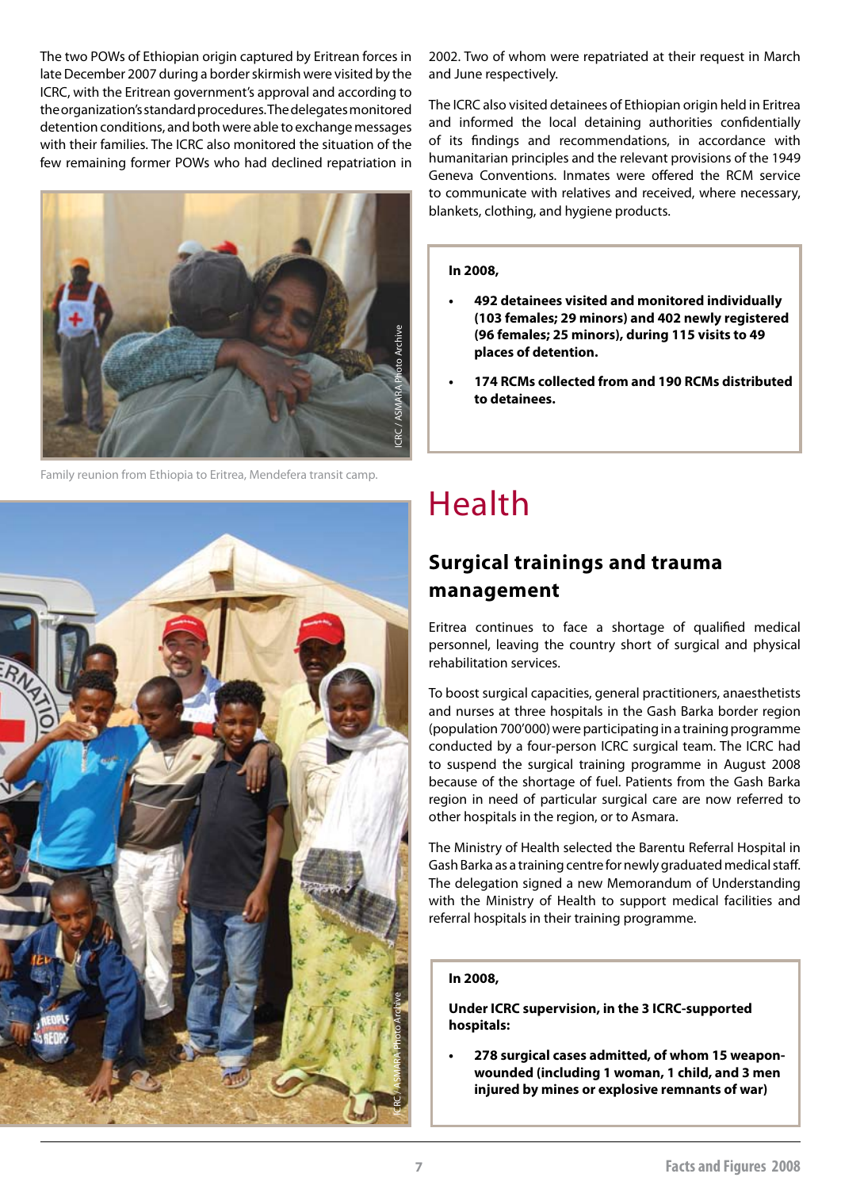The two POWs of Ethiopian origin captured by Eritrean forces in late December 2007 during a border skirmish were visited by the ICRC, with the Eritrean government's approval and according to the organization's standard procedures. The delegates monitored detention conditions, and both were able to exchange messages with their families. The ICRC also monitored the situation of the few remaining former POWs who had declined repatriation in 2002. Two of whom were repatriated at their request in March and June respectively.

Family reunion from Ethiopia to Eritrea, Mendefera transit camp.

The ICRC also visited detainees of Ethiopian origin held in Eritrea and informed the local detaining authorities confidentially of its findings and recommendations, in accordance with humanitarian principles and the relevant provisions of the 1949 Geneva Conventions. Inmates were offered the RCM service to communicate with relatives and received, where necessary, blankets, clothing, and hygiene products.

**In 2008,**

- **492 detainees visited and monitored individually (103 females; 29 minors) and 402 newly registered (96 females; 25 minors), during 115 visits to 49 places of detention.**
- **174 RCMs collected from and 190 RCMs distributed to detainees.**

# Health

## Surgical trainings and trauma management

Eritrea continues to face a shortage of qualified medical personnel, leaving the country short of surgical and physical rehabilitation services.

To boost surgical capacities, general practitioners, anaesthetists and nurses at three hospitals in the Gash Barka border region (population 700'000) were participating in a training programme conducted by a four-person ICRC surgical team. The ICRC had to suspend the surgical training programme in August 2008 because of the shortage of fuel. Patients from the Gash Barka region in need of particular surgical care are now referred to other hospitals in the region, or to Asmara.

The Ministry of Health selected the Barentu Referral Hospital in Gash Barka as a training centre for newly graduated medical staff. The delegation signed a new Memorandum of Understanding with the Ministry of Health to support medical facilities and referral hospitals in their training programme.

**In 2008,**

**Under ICRC supervision, in the 3 ICRC-supported hospitals:**

- **278 surgical cases admitted, of whom 15 weapon-wounded (including 1 woman, 1 child, and 3 men injured by mines or explosive remnants of war)**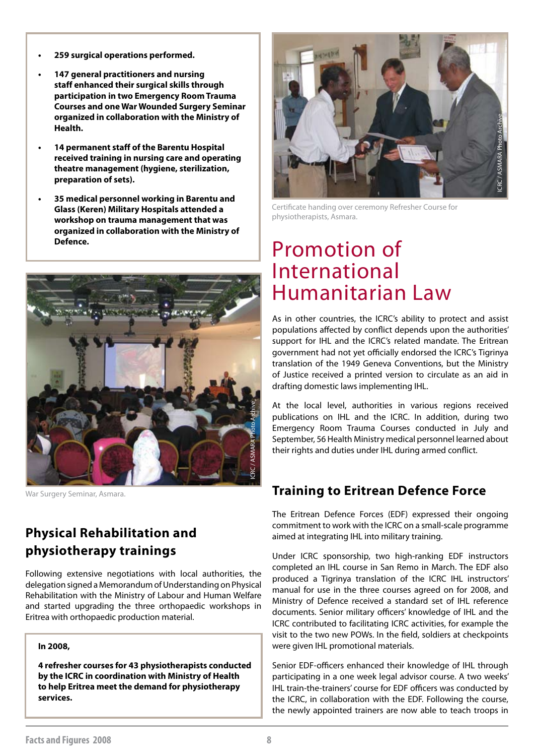- **259 surgical operations performed.**
- **147 general practitioners and nursing staff enhanced their surgical skills through participation in two Emergency Room Trauma Courses and one War Wounded Surgery Seminar organized in collaboration with the Ministry of Health.**
- **14 permanent staff of the Barentu Hospital received training in nursing care and operating theatre management (hygiene, sterilization, preparation of sets).**
- **35 medical personnel working in Barentu and Glass (Keren) Military Hospitals attended a workshop on trauma management that was organized in collaboration with the Ministry of Defence.**

War Surgery Seminar, Asmara.

## Physical Rehabilitation and physiotherapy trainings

Following extensive negotiations with local authorities, the delegation signed a Memorandum of Understanding on Physical Rehabilitation with the Ministry of Labour and Human Welfare and started upgrading the three orthopaedic workshops in Eritrea with orthopaedic production material.

**In 2008,**

**4 refresher courses for 43 physiotherapists conducted by the ICRC in coordination with Ministry of Health to help Eritrea meet the demand for physiotherapy services.**

Certificate handing over ceremony Refresher Course for physiotherapists, Asmara.

# Promotion of International Humanitarian Law

As in other countries, the ICRC's ability to protect and assist populations affected by conflict depends upon the authorities' support for IHL and the ICRC's related mandate. The Eritrean government had not yet officially endorsed the ICRC's Tigrinya translation of the 1949 Geneva Conventions, but the Ministry of Justice received a printed version to circulate as an aid in drafting domestic laws implementing IHL.

At the local level, authorities in various regions received publications on IHL and the ICRC. In addition, during two Emergency Room Trauma Courses conducted in July and September, 56 Health Ministry medical personnel learned about their rights and duties under IHL during armed conflict.

## Training to Eritrean Defence Force

The Eritrean Defence Forces (EDF) expressed their ongoing commitment to work with the ICRC on a small-scale programme aimed at integrating IHL into military training.

Under ICRC sponsorship, two high-ranking EDF instructors completed an IHL course in San Remo in March. The EDF also produced a Tigrinya translation of the ICRC IHL instructors' manual for use in the three courses agreed on for 2008, and Ministry of Defence received a standard set of IHL reference documents. Senior military officers' knowledge of IHL and the ICRC contributed to facilitating ICRC activities, for example the visit to the two new POWs. In the field, soldiers at checkpoints were given IHL promotional materials.

Senior EDF-officers enhanced their knowledge of IHL through participating in a one week legal advisor course. A two weeks' IHL train-the-trainers' course for EDF officers was conducted by the ICRC, in collaboration with the EDF. Following the course, the newly appointed trainers are now able to teach troops in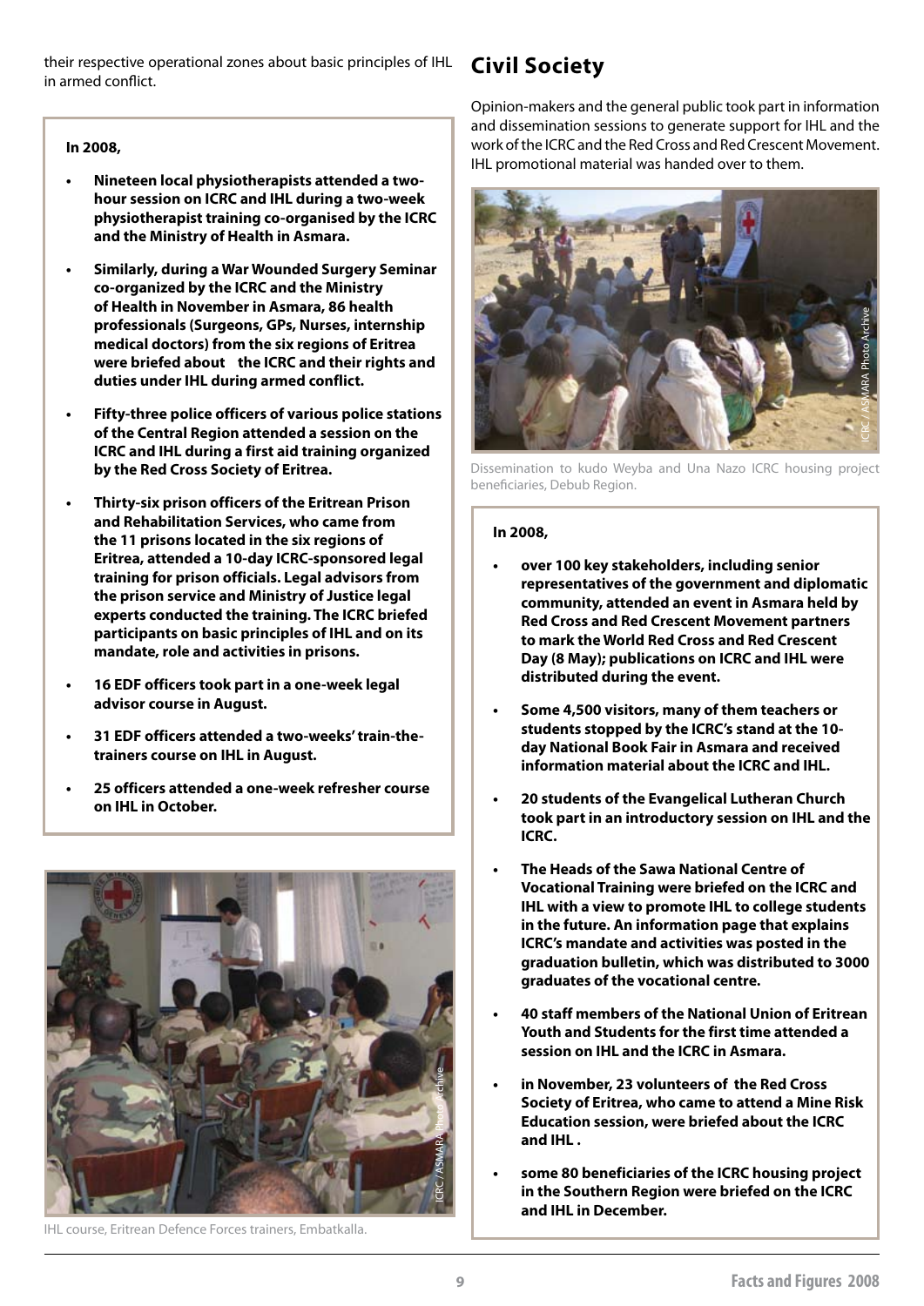their respective operational zones about basic principles of IHL in armed conflict.

**In 2008,**

- **Nineteen local physiotherapists attended a two-hour session on ICRC and IHL during a two-week physiotherapist training co-organised by the ICRC and the Ministry of Health in Asmara.**
- **Similarly, during a War Wounded Surgery Seminar co-organized by the ICRC and the Ministry of Health in November in Asmara, 86 health professionals (Surgeons, GPs, Nurses, internship medical doctors) from the six regions of Eritrea were briefed about the ICRC and their rights and duties under IHL during armed conflict.**
- **Fifty-three police officers of various police stations of the Central Region attended a session on the ICRC and IHL during a first aid training organized by the Red Cross Society of Eritrea.**
- **Thirty-six prison officers of the Eritrean Prison and Rehabilitation Services, who came from the 11 prisons located in the six regions of Eritrea, attended a 10-day ICRC-sponsored legal training for prison officials. Legal advisors from the prison service and Ministry of Justice legal experts conducted the training. The ICRC briefed participants on basic principles of IHL and on its mandate, role and activities in prisons.**
- **16 EDF officers took part in a one-week legal advisor course in August.**
- **31 EDF officers attended a two-weeks' train-the-trainers course on IHL in August.**
- **25 officers attended a one-week refresher course on IHL in October.**

IHL course, Eritrean Defence Forces trainers, Embatkalla.

## Civil Society

Opinion-makers and the general public took part in information and dissemination sessions to generate support for IHL and the work of the ICRC and the Red Cross and Red Crescent Movement. IHL promotional material was handed over to them.

Dissemination to kudo Weyba and Una Nazo ICRC housing project beneficiaries, Debub Region.

**In 2008,**

- **over 100 key stakeholders, including senior representatives of the government and diplomatic community, attended an event in Asmara held by Red Cross and Red Crescent Movement partners to mark the World Red Cross and Red Crescent Day (8 May); publications on ICRC and IHL were distributed during the event.**
- **Some 4,500 visitors, many of them teachers or students stopped by the ICRC's stand at the 10-day National Book Fair in Asmara and received information material about the ICRC and IHL.**
- **20 students of the Evangelical Lutheran Church took part in an introductory session on IHL and the ICRC.**
- **The Heads of the Sawa National Centre of Vocational Training were briefed on the ICRC and IHL with a view to promote IHL to college students in the future. An information page that explains ICRC's mandate and activities was posted in the graduation bulletin, which was distributed to 3000 graduates of the vocational centre.**
- **40 staff members of the National Union of Eritrean Youth and Students for the first time attended a session on IHL and the ICRC in Asmara.**
- **in November, 23 volunteers of the Red Cross Society of Eritrea, who came to attend a Mine Risk Education session, were briefed about the ICRC and IHL .**
- **some 80 beneficiaries of the ICRC housing project in the Southern Region were briefed on the ICRC and IHL in December.**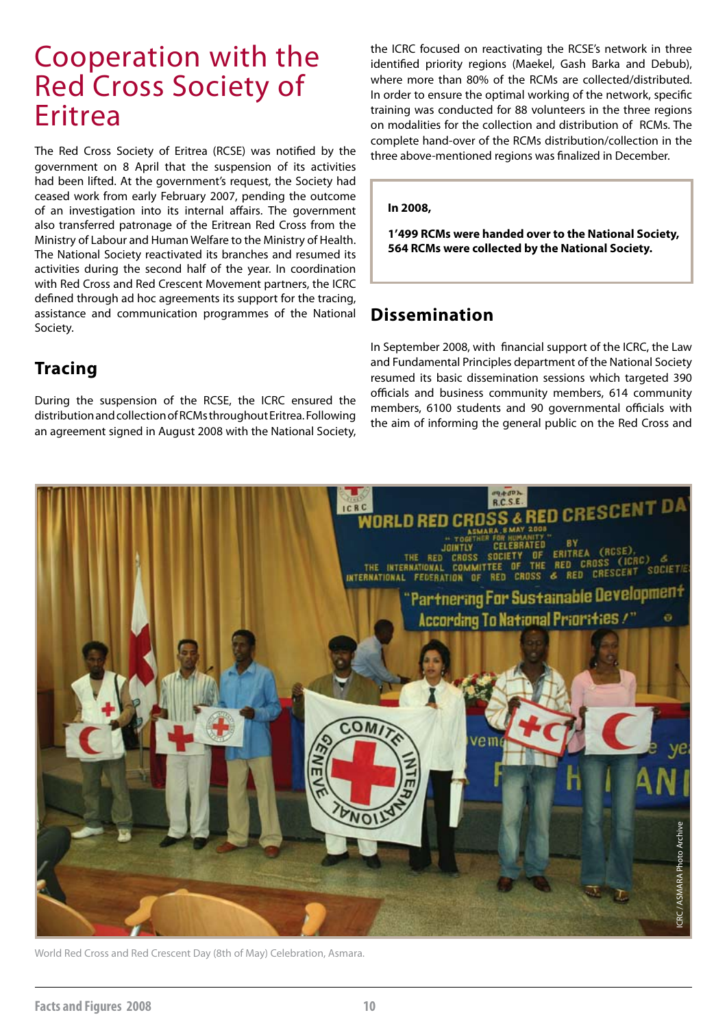# Cooperation with the Red Cross Society of Eritrea

The Red Cross Society of Eritrea (RCSE) was notified by the government on 8 April that the suspension of its activities had been lifted. At the government's request, the Society had ceased work from early February 2007, pending the outcome of an investigation into its internal affairs. The government also transferred patronage of the Eritrean Red Cross from the Ministry of Labour and Human Welfare to the Ministry of Health. The National Society reactivated its branches and resumed its activities during the second half of the year. In coordination with Red Cross and Red Crescent Movement partners, the ICRC defined through ad hoc agreements its support for the tracing, assistance and communication programmes of the National Society.

## Tracing

During the suspension of the RCSE, the ICRC ensured the distribution and collection of RCMs throughout Eritrea. Following an agreement signed in August 2008 with the National Society, the ICRC focused on reactivating the RCSE's network in three identified priority regions (Maekel, Gash Barka and Debub), where more than 80% of the RCMs are collected/distributed. In order to ensure the optimal working of the network, specific training was conducted for 88 volunteers in the three regions on modalities for the collection and distribution of RCMs. The complete hand-over of the RCMs distribution/collection in the three above-mentioned regions was finalized in December.

**In 2008,**

**1'499 RCMs were handed over to the National Society, 564 RCMs were collected by the National Society.**

## Dissemination

In September 2008, with financial support of the ICRC, the Law and Fundamental Principles department of the National Society resumed its basic dissemination sessions which targeted 390 officials and business community members, 614 community members, 6100 students and 90 governmental officials with the aim of informing the general public on the Red Cross and

World Red Cross and Red Crescent Day (8th of May) Celebration, Asmara.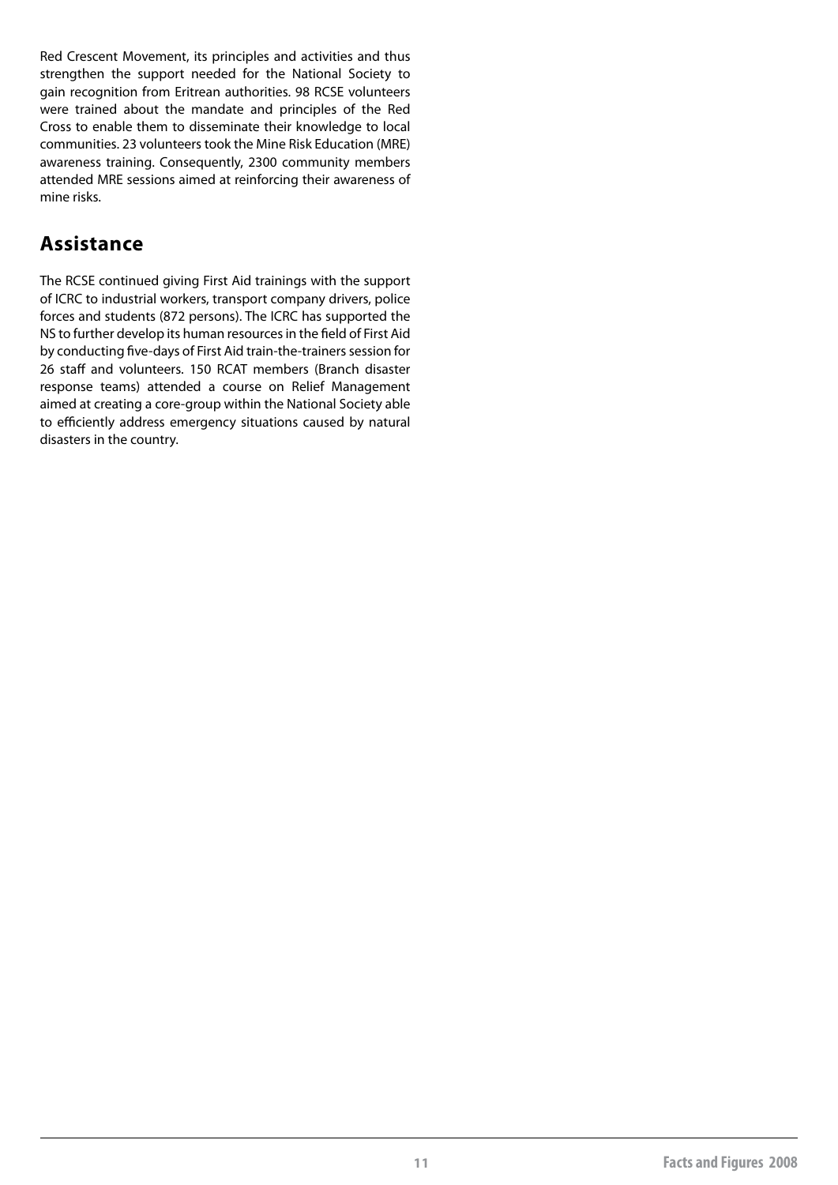Red Crescent Movement, its principles and activities and thus strengthen the support needed for the National Society to gain recognition from Eritrean authorities. 98 RCSE volunteers were trained about the mandate and principles of the Red Cross to enable them to disseminate their knowledge to local communities. 23 volunteers took the Mine Risk Education (MRE) awareness training. Consequently, 2300 community members attended MRE sessions aimed at reinforcing their awareness of mine risks.

## Assistance

The RCSE continued giving First Aid trainings with the support of ICRC to industrial workers, transport company drivers, police forces and students (872 persons). The ICRC has supported the NS to further develop its human resources in the field of First Aid by conducting five-days of First Aid train-the-trainers session for 26 staff and volunteers. 150 RCAT members (Branch disaster response teams) attended a course on Relief Management aimed at creating a core-group within the National Society able to efficiently address emergency situations caused by natural disasters in the country.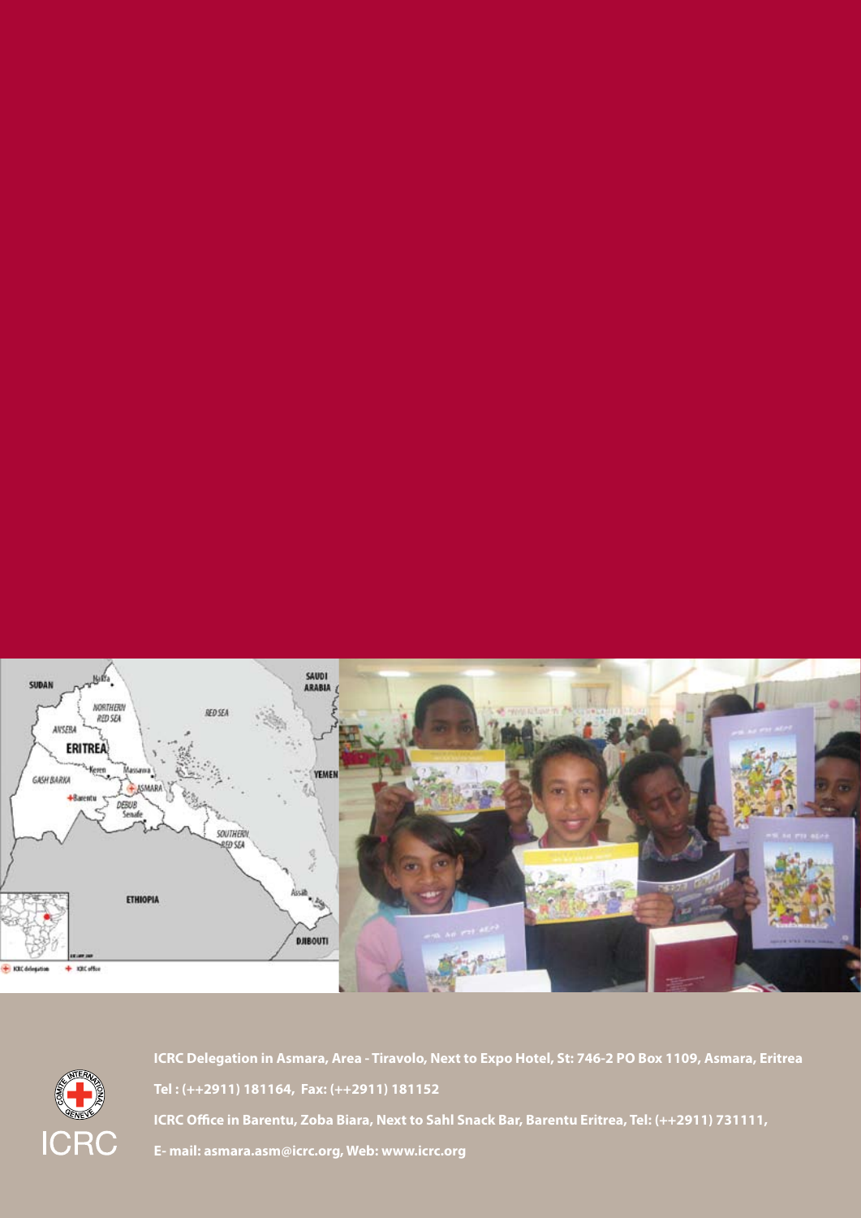ICRC Delegation in Asmara, Area - Tiravolo, Next to Expo Hotel, St: 746-2 PO Box 1109, Asmara, Eritrea

Tel : (++2911) 181164, Fax: (++2911) 181152

ICRC Office in Barentu, Zoba Biara, Next to Sahl Snack Bar, Barentu Eritrea, Tel: (++2911) 731111,

E- mail: asmara.asm@icrc.org, Web: www.icrc.org